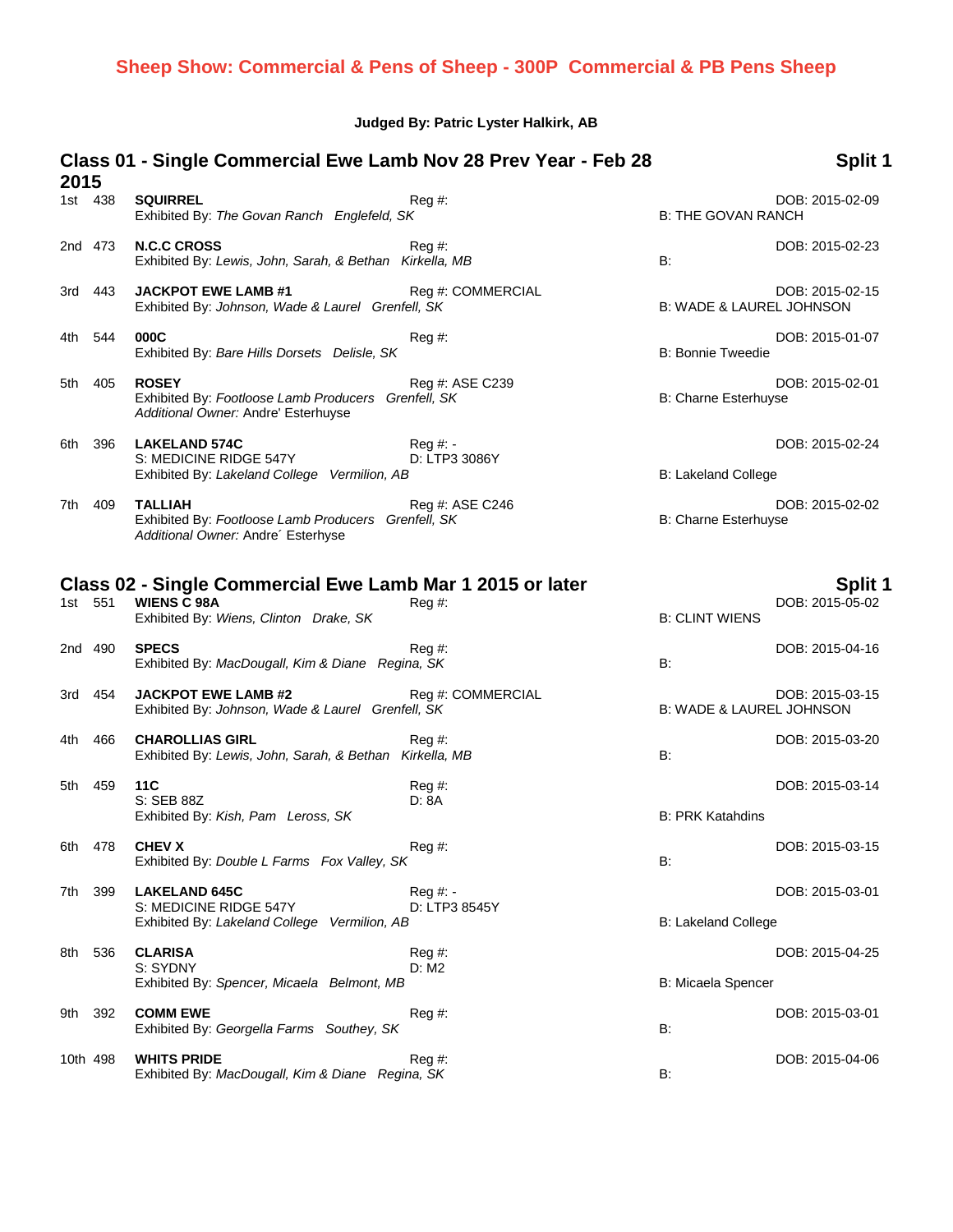# Sheep Show: Commercial & Pens of Sheep - 300P Commercial & PB Pens Sheep

**Judged By: Patric Lyster Halkirk, AB**

## Class 01 - Single Commercial Ewe Lamb Nov 28 Prev Year - Feb 28 2015 — Split 1

| Place | No. | Name / Exhibitor | Reg # | Breeder | DOB |
|---|---|---|---|---|---|
| 1st | 438 | **SQUIRREL**<br>Exhibited By: *The Govan Ranch Englefeld, SK* | Reg #: | B: THE GOVAN RANCH | DOB: 2015-02-09 |
| 2nd | 473 | **N.C.C CROSS**<br>Exhibited By: *Lewis, John, Sarah, & Bethan Kirkella, MB* | Reg #: | B: | DOB: 2015-02-23 |
| 3rd | 443 | **JACKPOT EWE LAMB #1**<br>Exhibited By: *Johnson, Wade & Laurel Grenfell, SK* | Reg #: COMMERCIAL | B: WADE & LAUREL JOHNSON | DOB: 2015-02-15 |
| 4th | 544 | **000C**<br>Exhibited By: *Bare Hills Dorsets Delisle, SK* | Reg #: | B: Bonnie Tweedie | DOB: 2015-01-07 |
| 5th | 405 | **ROSEY**<br>Exhibited By: *Footloose Lamb Producers Grenfell, SK*<br>*Additional Owner:* Andre' Esterhuyse | Reg #: ASE C239 | B: Charne Esterhuyse | DOB: 2015-02-01 |
| 6th | 396 | **LAKELAND 574C**<br>S: MEDICINE RIDGE 547Y<br>Exhibited By: *Lakeland College Vermilion, AB* | Reg #: -<br>D: LTP3 3086Y | B: Lakeland College | DOB: 2015-02-24 |
| 7th | 409 | **TALLIAH**<br>Exhibited By: *Footloose Lamb Producers Grenfell, SK*<br>*Additional Owner:* Andre´ Esterhyse | Reg #: ASE C246 | B: Charne Esterhuyse | DOB: 2015-02-02 |

## Class 02 - Single Commercial Ewe Lamb Mar 1 2015 or later — Split 1

| Place | No. | Name / Exhibitor | Reg # | Breeder | DOB |
|---|---|---|---|---|---|
| 1st | 551 | **WIENS C 98A**<br>Exhibited By: *Wiens, Clinton Drake, SK* | Reg #: | B: CLINT WIENS | DOB: 2015-05-02 |
| 2nd | 490 | **SPECS**<br>Exhibited By: *MacDougall, Kim & Diane Regina, SK* | Reg #: | B: | DOB: 2015-04-16 |
| 3rd | 454 | **JACKPOT EWE LAMB #2**<br>Exhibited By: *Johnson, Wade & Laurel Grenfell, SK* | Reg #: COMMERCIAL | B: WADE & LAUREL JOHNSON | DOB: 2015-03-15 |
| 4th | 466 | **CHAROLLIAS GIRL**<br>Exhibited By: *Lewis, John, Sarah, & Bethan Kirkella, MB* | Reg #: | B: | DOB: 2015-03-20 |
| 5th | 459 | **11C**<br>S: SEB 88Z<br>Exhibited By: *Kish, Pam Leross, SK* | Reg #:<br>D: 8A | B: PRK Katahdins | DOB: 2015-03-14 |
| 6th | 478 | **CHEV X**<br>Exhibited By: *Double L Farms Fox Valley, SK* | Reg #: | B: | DOB: 2015-03-15 |
| 7th | 399 | **LAKELAND 645C**<br>S: MEDICINE RIDGE 547Y<br>Exhibited By: *Lakeland College Vermilion, AB* | Reg #: -<br>D: LTP3 8545Y | B: Lakeland College | DOB: 2015-03-01 |
| 8th | 536 | **CLARISA**<br>S: SYDNY<br>Exhibited By: *Spencer, Micaela Belmont, MB* | Reg #:<br>D: M2 | B: Micaela Spencer | DOB: 2015-04-25 |
| 9th | 392 | **COMM EWE**<br>Exhibited By: *Georgella Farms Southey, SK* | Reg #: | B: | DOB: 2015-03-01 |
| 10th | 498 | **WHITS PRIDE**<br>Exhibited By: *MacDougall, Kim & Diane Regina, SK* | Reg #: | B: | DOB: 2015-04-06 |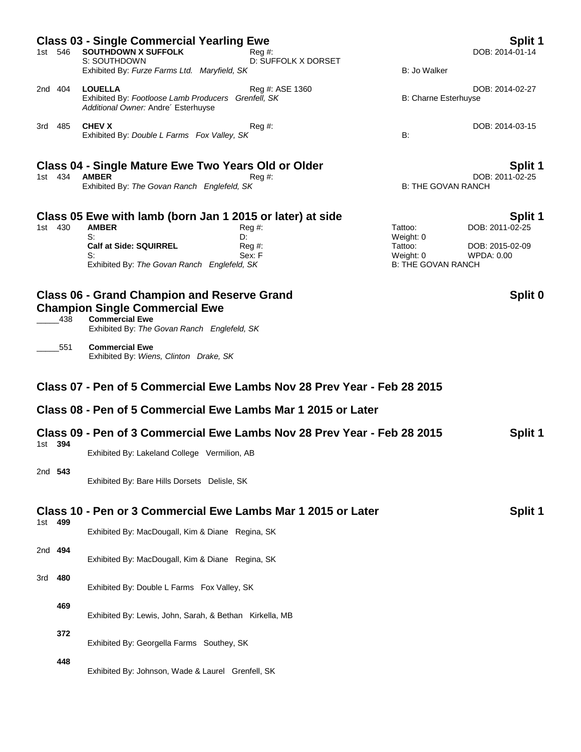## Class 03 - Single Commercial Yearling Ewe — Split 1

1st 546 **SOUTHDOWN X SUFFOLK** Reg #: DOB: 2014-01-14
S: SOUTHDOWN D: SUFFOLK X DORSET
Exhibited By: *Furze Farms Ltd. Maryfield, SK* B: Jo Walker

2nd 404 **LOUELLA** Reg #: ASE 1360 DOB: 2014-02-27
Exhibited By: *Footloose Lamb Producers Grenfell, SK* B: Charne Esterhuyse
*Additional Owner:* Andre´ Esterhuyse

3rd 485 **CHEV X** Reg #: DOB: 2014-03-15
Exhibited By: *Double L Farms Fox Valley, SK* B:

## Class 04 - Single Mature Ewe Two Years Old or Older — Split 1

1st 434 **AMBER** Reg #: DOB: 2011-02-25
Exhibited By: *The Govan Ranch Englefeld, SK* B: THE GOVAN RANCH

## Class 05 Ewe with lamb (born Jan 1 2015 or later) at side — Split 1

1st 430 **AMBER** Reg #: Tattoo: DOB: 2011-02-25
S: D: Weight: 0
**Calf at Side: SQUIRREL** Reg #: Tattoo: DOB: 2015-02-09
S: Sex: F Weight: 0 WPDA: 0.00
Exhibited By: *The Govan Ranch Englefeld, SK* B: THE GOVAN RANCH

## Class 06 - Grand Champion and Reserve Grand Champion Single Commercial Ewe — Split 0

_____438 **Commercial Ewe**
Exhibited By: *The Govan Ranch Englefeld, SK*

_____551 **Commercial Ewe**
Exhibited By: *Wiens, Clinton Drake, SK*

## Class 07 - Pen of 5 Commercial Ewe Lambs Nov 28 Prev Year - Feb 28 2015

## Class 08 - Pen of 5 Commercial Ewe Lambs Mar 1 2015 or Later

## Class 09 - Pen of 3 Commercial Ewe Lambs Nov 28 Prev Year - Feb 28 2015 — Split 1

1st **394**
Exhibited By: Lakeland College Vermilion, AB

2nd **543**
Exhibited By: Bare Hills Dorsets Delisle, SK

## Class 10 - Pen or 3 Commercial Ewe Lambs Mar 1 2015 or Later — Split 1

1st **499**
Exhibited By: MacDougall, Kim & Diane Regina, SK

2nd **494**
Exhibited By: MacDougall, Kim & Diane Regina, SK

3rd **480**
Exhibited By: Double L Farms Fox Valley, SK

**469**
Exhibited By: Lewis, John, Sarah, & Bethan Kirkella, MB

**372**
Exhibited By: Georgella Farms Southey, SK

**448**
Exhibited By: Johnson, Wade & Laurel Grenfell, SK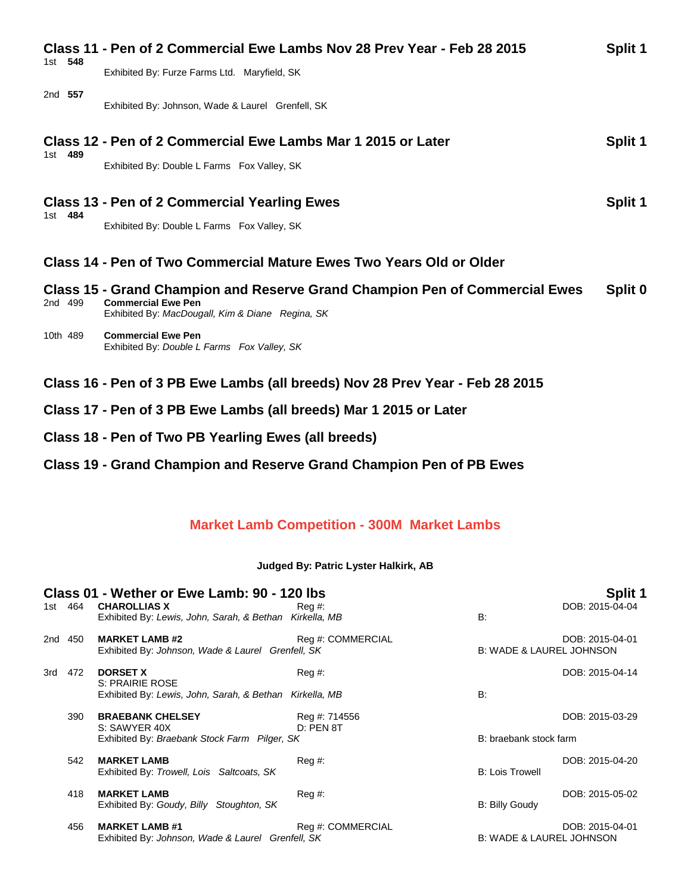### Class 11 - Pen of 2 Commercial Ewe Lambs Nov 28 Prev Year - Feb 28 2015 — Split 1

1st **548**
Exhibited By: Furze Farms Ltd. Maryfield, SK

2nd **557**
Exhibited By: Johnson, Wade & Laurel Grenfell, SK

### Class 12 - Pen of 2 Commercial Ewe Lambs Mar 1 2015 or Later — Split 1

1st **489**
Exhibited By: Double L Farms Fox Valley, SK

### Class 13 - Pen of 2 Commercial Yearling Ewes — Split 1

1st **484**
Exhibited By: Double L Farms Fox Valley, SK

### Class 14 - Pen of Two Commercial Mature Ewes Two Years Old or Older

### Class 15 - Grand Champion and Reserve Grand Champion Pen of Commercial Ewes — Split 0

2nd 499 **Commercial Ewe Pen**
Exhibited By: *MacDougall, Kim & Diane Regina, SK*

10th 489 **Commercial Ewe Pen**
Exhibited By: *Double L Farms Fox Valley, SK*

### Class 16 - Pen of 3 PB Ewe Lambs (all breeds) Nov 28 Prev Year - Feb 28 2015

### Class 17 - Pen of 3 PB Ewe Lambs (all breeds) Mar 1 2015 or Later

### Class 18 - Pen of Two PB Yearling Ewes (all breeds)

### Class 19 - Grand Champion and Reserve Grand Champion Pen of PB Ewes

## Market Lamb Competition - 300M Market Lambs

**Judged By: Patric Lyster Halkirk, AB**

### Class 01 - Wether or Ewe Lamb: 90 - 120 lbs — Split 1

1st 464 **CHAROLLIAS X** — Reg #: — DOB: 2015-04-04
Exhibited By: *Lewis, John, Sarah, & Bethan Kirkella, MB* — B:

2nd 450 **MARKET LAMB #2** — Reg #: COMMERCIAL — DOB: 2015-04-01
Exhibited By: *Johnson, Wade & Laurel Grenfell, SK* — B: WADE & LAUREL JOHNSON

3rd 472 **DORSET X** — Reg #: — DOB: 2015-04-14
S: PRAIRIE ROSE
Exhibited By: *Lewis, John, Sarah, & Bethan Kirkella, MB* — B:

390 **BRAEBANK CHELSEY** — Reg #: 714556 — DOB: 2015-03-29
S: SAWYER 40X — D: PEN 8T
Exhibited By: *Braebank Stock Farm Pilger, SK* — B: braebank stock farm

542 **MARKET LAMB** — Reg #: — DOB: 2015-04-20
Exhibited By: *Trowell, Lois Saltcoats, SK* — B: Lois Trowell

418 **MARKET LAMB** — Reg #: — DOB: 2015-05-02
Exhibited By: *Goudy, Billy Stoughton, SK* — B: Billy Goudy

456 **MARKET LAMB #1** — Reg #: COMMERCIAL — DOB: 2015-04-01
Exhibited By: *Johnson, Wade & Laurel Grenfell, SK* — B: WADE & LAUREL JOHNSON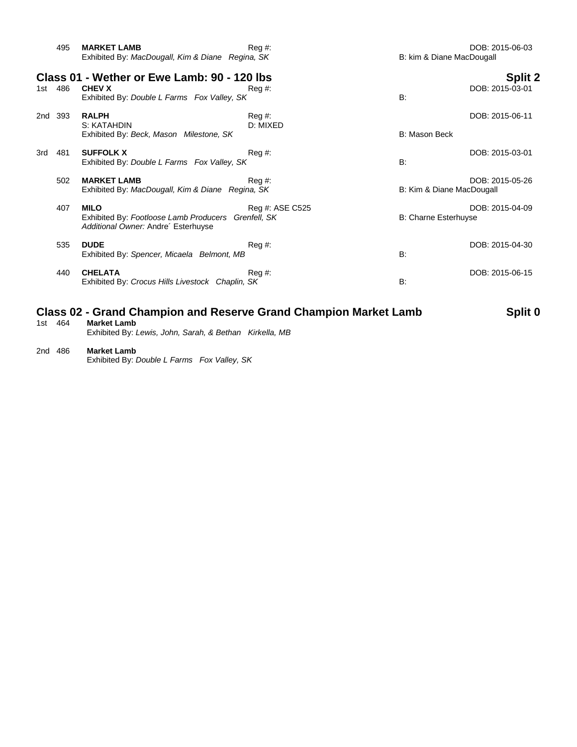| | | | | | |
|---|---|---|---|---|---|
| | 495 | **MARKET LAMB**<br>Exhibited By: *MacDougall, Kim & Diane Regina, SK* | Reg #: | B: kim & Diane MacDougall | DOB: 2015-06-03 |

## Class 01 - Wether or Ewe Lamb: 90 - 120 lbs — Split 2

| | | | | | |
|---|---|---|---|---|---|
| 1st | 486 | **CHEV X**<br>Exhibited By: *Double L Farms Fox Valley, SK* | Reg #: | B: | DOB: 2015-03-01 |
| 2nd | 393 | **RALPH**<br>S: KATAHDIN<br>Exhibited By: *Beck, Mason Milestone, SK* | Reg #:<br>D: MIXED | B: Mason Beck | DOB: 2015-06-11 |
| 3rd | 481 | **SUFFOLK X**<br>Exhibited By: *Double L Farms Fox Valley, SK* | Reg #: | B: | DOB: 2015-03-01 |
| | 502 | **MARKET LAMB**<br>Exhibited By: *MacDougall, Kim & Diane Regina, SK* | Reg #: | B: Kim & Diane MacDougall | DOB: 2015-05-26 |
| | 407 | **MILO**<br>Exhibited By: *Footloose Lamb Producers Grenfell, SK*<br>*Additional Owner:* Andre´ Esterhuyse | Reg #: ASE C525 | B: Charne Esterhuyse | DOB: 2015-04-09 |
| | 535 | **DUDE**<br>Exhibited By: *Spencer, Micaela Belmont, MB* | Reg #: | B: | DOB: 2015-04-30 |
| | 440 | **CHELATA**<br>Exhibited By: *Crocus Hills Livestock Chaplin, SK* | Reg #: | B: | DOB: 2015-06-15 |

## Class 02 - Grand Champion and Reserve Grand Champion Market Lamb — Split 0

| | | |
|---|---|---|
| 1st | 464 | **Market Lamb**<br>Exhibited By: *Lewis, John, Sarah, & Bethan Kirkella, MB* |
| 2nd | 486 | **Market Lamb**<br>Exhibited By: *Double L Farms Fox Valley, SK* |